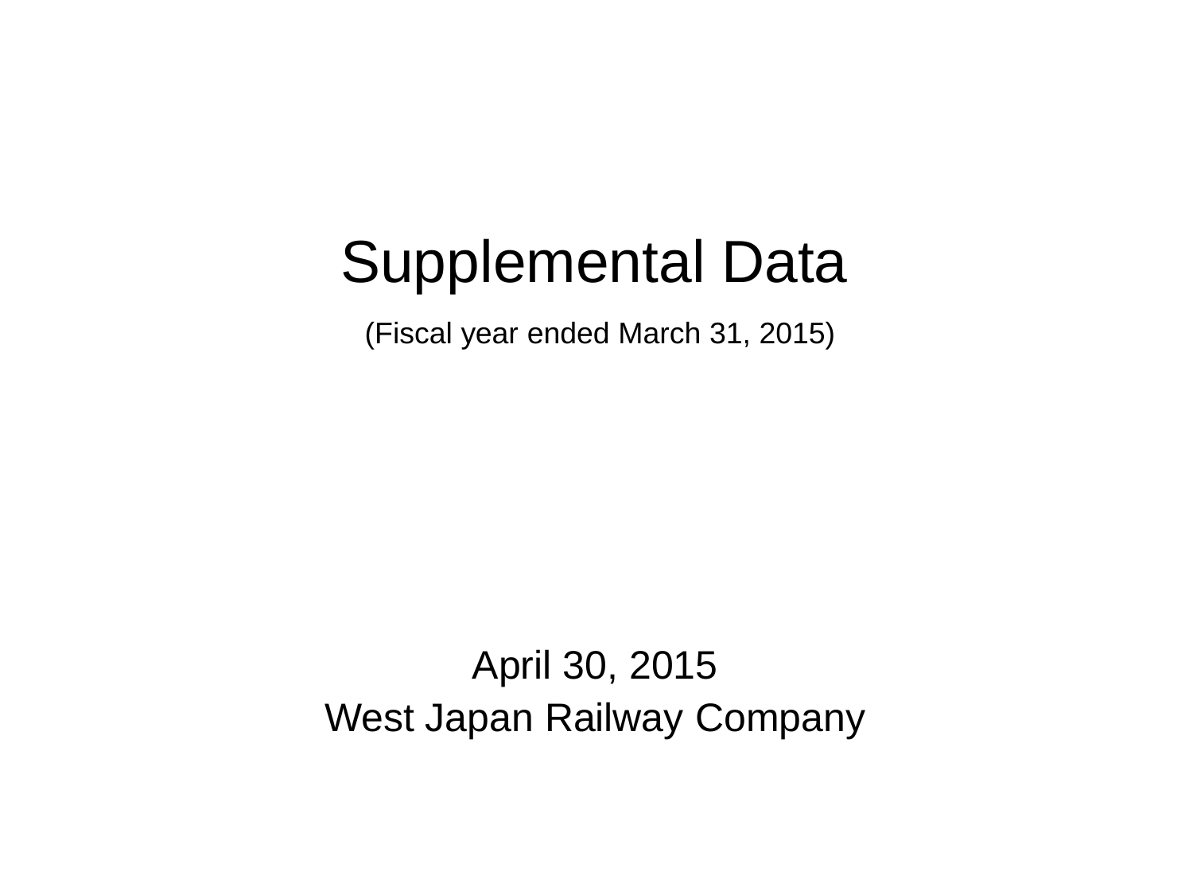# Supplemental Data

(Fiscal year ended March 31, 2015)

April 30, 2015

West Japan Railway Company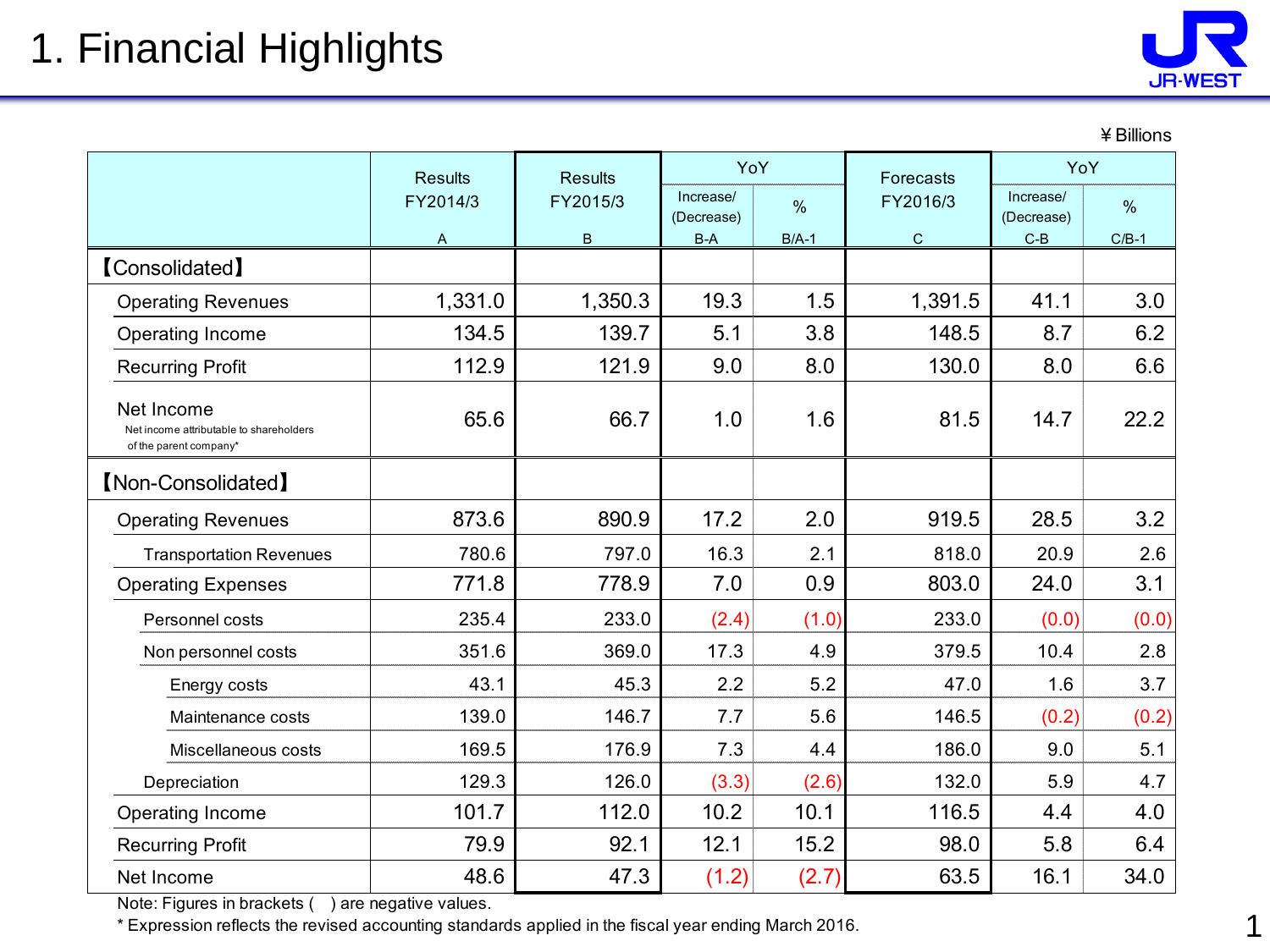# 1. Financial Highlights

¥ Billions

| | Results FY2014/3 A | Results FY2015/3 B | YoY Increase/ (Decrease) B-A | YoY % B/A-1 | Forecasts FY2016/3 C | YoY Increase/ (Decrease) C-B | YoY % C/B-1 |
|---|---|---|---|---|---|---|---|
| 【Consolidated】 | | | | | | | |
| Operating Revenues | 1,331.0 | 1,350.3 | 19.3 | 1.5 | 1,391.5 | 41.1 | 3.0 |
| Operating Income | 134.5 | 139.7 | 5.1 | 3.8 | 148.5 | 8.7 | 6.2 |
| Recurring Profit | 112.9 | 121.9 | 9.0 | 8.0 | 130.0 | 8.0 | 6.6 |
| Net Income<br>Net income attributable to shareholders of the parent company* | 65.6 | 66.7 | 1.0 | 1.6 | 81.5 | 14.7 | 22.2 |
| 【Non-Consolidated】 | | | | | | | |
| Operating Revenues | 873.6 | 890.9 | 17.2 | 2.0 | 919.5 | 28.5 | 3.2 |
| Transportation Revenues | 780.6 | 797.0 | 16.3 | 2.1 | 818.0 | 20.9 | 2.6 |
| Operating Expenses | 771.8 | 778.9 | 7.0 | 0.9 | 803.0 | 24.0 | 3.1 |
| Personnel costs | 235.4 | 233.0 | (2.4) | (1.0) | 233.0 | (0.0) | (0.0) |
| Non personnel costs | 351.6 | 369.0 | 17.3 | 4.9 | 379.5 | 10.4 | 2.8 |
| Energy costs | 43.1 | 45.3 | 2.2 | 5.2 | 47.0 | 1.6 | 3.7 |
| Maintenance costs | 139.0 | 146.7 | 7.7 | 5.6 | 146.5 | (0.2) | (0.2) |
| Miscellaneous costs | 169.5 | 176.9 | 7.3 | 4.4 | 186.0 | 9.0 | 5.1 |
| Depreciation | 129.3 | 126.0 | (3.3) | (2.6) | 132.0 | 5.9 | 4.7 |
| Operating Income | 101.7 | 112.0 | 10.2 | 10.1 | 116.5 | 4.4 | 4.0 |
| Recurring Profit | 79.9 | 92.1 | 12.1 | 15.2 | 98.0 | 5.8 | 6.4 |
| Net Income | 48.6 | 47.3 | (1.2) | (2.7) | 63.5 | 16.1 | 34.0 |

Note: Figures in brackets ( ) are negative values.

\* Expression reflects the revised accounting standards applied in the fiscal year ending March 2016.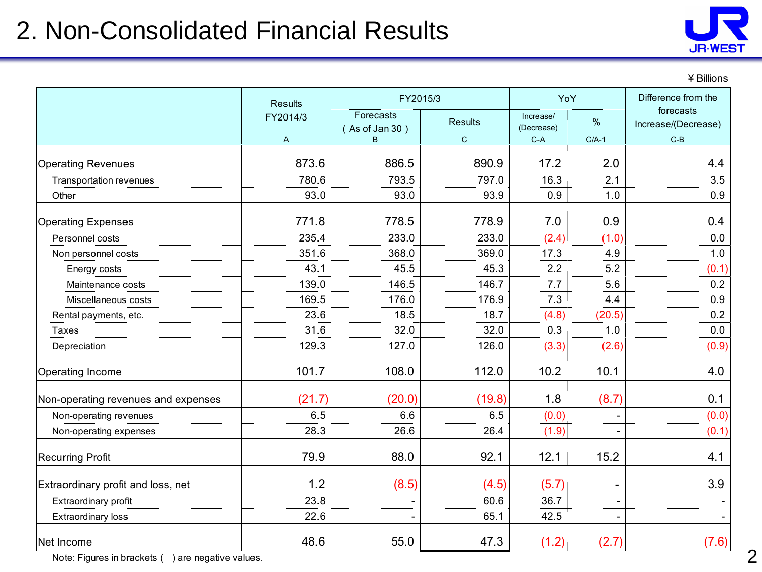# 2. Non-Consolidated Financial Results

¥Billions

| | Results FY2014/3 | FY2015/3 | | YoY | | Difference from the forecasts Increase/(Decrease) |
|---|---|---|---|---|---|---|
| | | Forecasts ( As of Jan 30 ) | Results | Increase/ (Decrease) | % | |
| | A | B | C | C-A | C/A-1 | C-B |
| Operating Revenues | 873.6 | 886.5 | 890.9 | 17.2 | 2.0 | 4.4 |
| Transportation revenues | 780.6 | 793.5 | 797.0 | 16.3 | 2.1 | 3.5 |
| Other | 93.0 | 93.0 | 93.9 | 0.9 | 1.0 | 0.9 |
| Operating Expenses | 771.8 | 778.5 | 778.9 | 7.0 | 0.9 | 0.4 |
| Personnel costs | 235.4 | 233.0 | 233.0 | (2.4) | (1.0) | 0.0 |
| Non personnel costs | 351.6 | 368.0 | 369.0 | 17.3 | 4.9 | 1.0 |
| Energy costs | 43.1 | 45.5 | 45.3 | 2.2 | 5.2 | (0.1) |
| Maintenance costs | 139.0 | 146.5 | 146.7 | 7.7 | 5.6 | 0.2 |
| Miscellaneous costs | 169.5 | 176.0 | 176.9 | 7.3 | 4.4 | 0.9 |
| Rental payments, etc. | 23.6 | 18.5 | 18.7 | (4.8) | (20.5) | 0.2 |
| Taxes | 31.6 | 32.0 | 32.0 | 0.3 | 1.0 | 0.0 |
| Depreciation | 129.3 | 127.0 | 126.0 | (3.3) | (2.6) | (0.9) |
| Operating Income | 101.7 | 108.0 | 112.0 | 10.2 | 10.1 | 4.0 |
| Non-operating revenues and expenses | (21.7) | (20.0) | (19.8) | 1.8 | (8.7) | 0.1 |
| Non-operating revenues | 6.5 | 6.6 | 6.5 | (0.0) | - | (0.0) |
| Non-operating expenses | 28.3 | 26.6 | 26.4 | (1.9) | - | (0.1) |
| Recurring Profit | 79.9 | 88.0 | 92.1 | 12.1 | 15.2 | 4.1 |
| Extraordinary profit and loss, net | 1.2 | (8.5) | (4.5) | (5.7) | - | 3.9 |
| Extraordinary profit | 23.8 | - | 60.6 | 36.7 | - | - |
| Extraordinary loss | 22.6 | - | 65.1 | 42.5 | - | - |
| Net Income | 48.6 | 55.0 | 47.3 | (1.2) | (2.7) | (7.6) |

Note: Figures in brackets ( ) are negative values.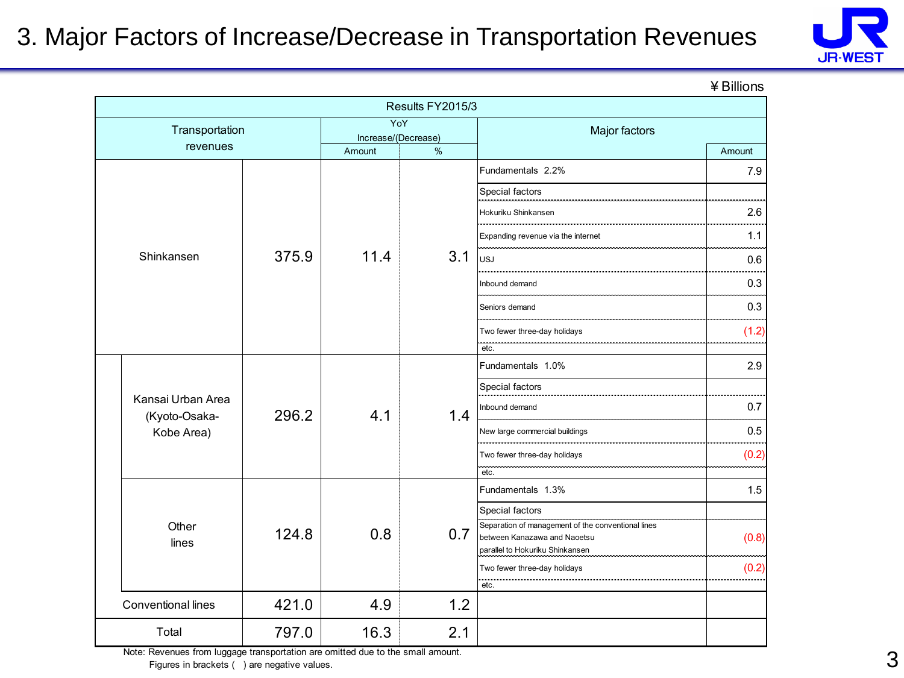# 3. Major Factors of Increase/Decrease in Transportation Revenues

¥Billions

| Transportation revenues | | Results FY2015/3 | YoY Increase/(Decrease) Amount | YoY Increase/(Decrease) % | Major factors | Amount |
|---|---|---|---|---|---|---|
| Shinkansen | | 375.9 | 11.4 | 3.1 | Fundamentals 2.2% | 7.9 |
| | | | | | Special factors | |
| | | | | | Hokuriku Shinkansen | 2.6 |
| | | | | | Expanding revenue via the internet | 1.1 |
| | | | | | USJ | 0.6 |
| | | | | | Inbound demand | 0.3 |
| | | | | | Seniors demand | 0.3 |
| | | | | | Two fewer three-day holidays | (1.2) |
| | | | | | etc. | |
| | Kansai Urban Area (Kyoto-Osaka-Kobe Area) | 296.2 | 4.1 | 1.4 | Fundamentals 1.0% | 2.9 |
| | | | | | Special factors | |
| | | | | | Inbound demand | 0.7 |
| | | | | | New large commercial buildings | 0.5 |
| | | | | | Two fewer three-day holidays | (0.2) |
| | | | | | etc. | |
| | Other lines | 124.8 | 0.8 | 0.7 | Fundamentals 1.3% | 1.5 |
| | | | | | Special factors | |
| | | | | | Separation of management of the conventional lines between Kanazawa and Naoetsu parallel to Hokuriku Shinkansen | (0.8) |
| | | | | | Two fewer three-day holidays | (0.2) |
| | | | | | etc. | |
| Conventional lines | | 421.0 | 4.9 | 1.2 | | |
| Total | | 797.0 | 16.3 | 2.1 | | |

Note: Revenues from luggage transportation are omitted due to the small amount.
Figures in brackets ( ) are negative values.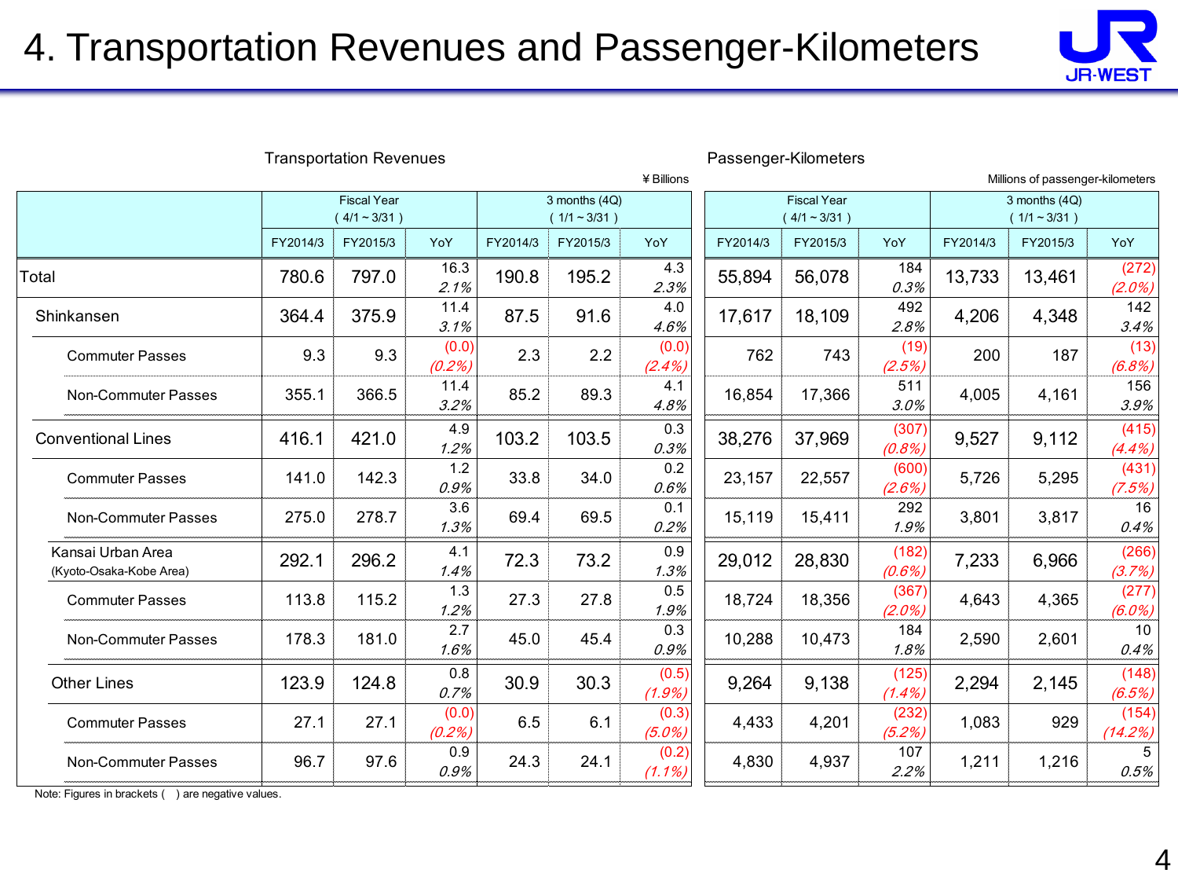# 4. Transportation Revenues and Passenger-Kilometers

Transportation Revenues (¥ Billions)

| | Fiscal Year (4/1～3/31) | | | 3 months (4Q) (1/1～3/31) | | |
|---|---|---|---|---|---|---|
| | FY2014/3 | FY2015/3 | YoY | FY2014/3 | FY2015/3 | YoY |
| Total | 780.6 | 797.0 | 16.3 *2.1%* | 190.8 | 195.2 | 4.3 *2.3%* |
| Shinkansen | 364.4 | 375.9 | 11.4 *3.1%* | 87.5 | 91.6 | 4.0 *4.6%* |
| Commuter Passes | 9.3 | 9.3 | (0.0) *(0.2%)* | 2.3 | 2.2 | (0.0) *(2.4%)* |
| Non-Commuter Passes | 355.1 | 366.5 | 11.4 *3.2%* | 85.2 | 89.3 | 4.1 *4.8%* |
| Conventional Lines | 416.1 | 421.0 | 4.9 *1.2%* | 103.2 | 103.5 | 0.3 *0.3%* |
| Commuter Passes | 141.0 | 142.3 | 1.2 *0.9%* | 33.8 | 34.0 | 0.2 *0.6%* |
| Non-Commuter Passes | 275.0 | 278.7 | 3.6 *1.3%* | 69.4 | 69.5 | 0.1 *0.2%* |
| Kansai Urban Area (Kyoto-Osaka-Kobe Area) | 292.1 | 296.2 | 4.1 *1.4%* | 72.3 | 73.2 | 0.9 *1.3%* |
| Commuter Passes | 113.8 | 115.2 | 1.3 *1.2%* | 27.3 | 27.8 | 0.5 *1.9%* |
| Non-Commuter Passes | 178.3 | 181.0 | 2.7 *1.6%* | 45.0 | 45.4 | 0.3 *0.9%* |
| Other Lines | 123.9 | 124.8 | 0.8 *0.7%* | 30.9 | 30.3 | (0.5) *(1.9%)* |
| Commuter Passes | 27.1 | 27.1 | (0.0) *(0.2%)* | 6.5 | 6.1 | (0.3) *(5.0%)* |
| Non-Commuter Passes | 96.7 | 97.6 | 0.9 *0.9%* | 24.3 | 24.1 | (0.2) *(1.1%)* |

Passenger-Kilometers (Millions of passenger-kilometers)

| | Fiscal Year (4/1～3/31) | | | 3 months (4Q) (1/1～3/31) | | |
|---|---|---|---|---|---|---|
| | FY2014/3 | FY2015/3 | YoY | FY2014/3 | FY2015/3 | YoY |
| Total | 55,894 | 56,078 | 184 *0.3%* | 13,733 | 13,461 | (272) *(2.0%)* |
| Shinkansen | 17,617 | 18,109 | 492 *2.8%* | 4,206 | 4,348 | 142 *3.4%* |
| Commuter Passes | 762 | 743 | (19) *(2.5%)* | 200 | 187 | (13) *(6.8%)* |
| Non-Commuter Passes | 16,854 | 17,366 | 511 *3.0%* | 4,005 | 4,161 | 156 *3.9%* |
| Conventional Lines | 38,276 | 37,969 | (307) *(0.8%)* | 9,527 | 9,112 | (415) *(4.4%)* |
| Commuter Passes | 23,157 | 22,557 | (600) *(2.6%)* | 5,726 | 5,295 | (431) *(7.5%)* |
| Non-Commuter Passes | 15,119 | 15,411 | 292 *1.9%* | 3,801 | 3,817 | 16 *0.4%* |
| Kansai Urban Area (Kyoto-Osaka-Kobe Area) | 29,012 | 28,830 | (182) *(0.6%)* | 7,233 | 6,966 | (266) *(3.7%)* |
| Commuter Passes | 18,724 | 18,356 | (367) *(2.0%)* | 4,643 | 4,365 | (277) *(6.0%)* |
| Non-Commuter Passes | 10,288 | 10,473 | 184 *1.8%* | 2,590 | 2,601 | 10 *0.4%* |
| Other Lines | 9,264 | 9,138 | (125) *(1.4%)* | 2,294 | 2,145 | (148) *(6.5%)* |
| Commuter Passes | 4,433 | 4,201 | (232) *(5.2%)* | 1,083 | 929 | (154) *(14.2%)* |
| Non-Commuter Passes | 4,830 | 4,937 | 107 *2.2%* | 1,211 | 1,216 | 5 *0.5%* |

Note: Figures in brackets ( ) are negative values.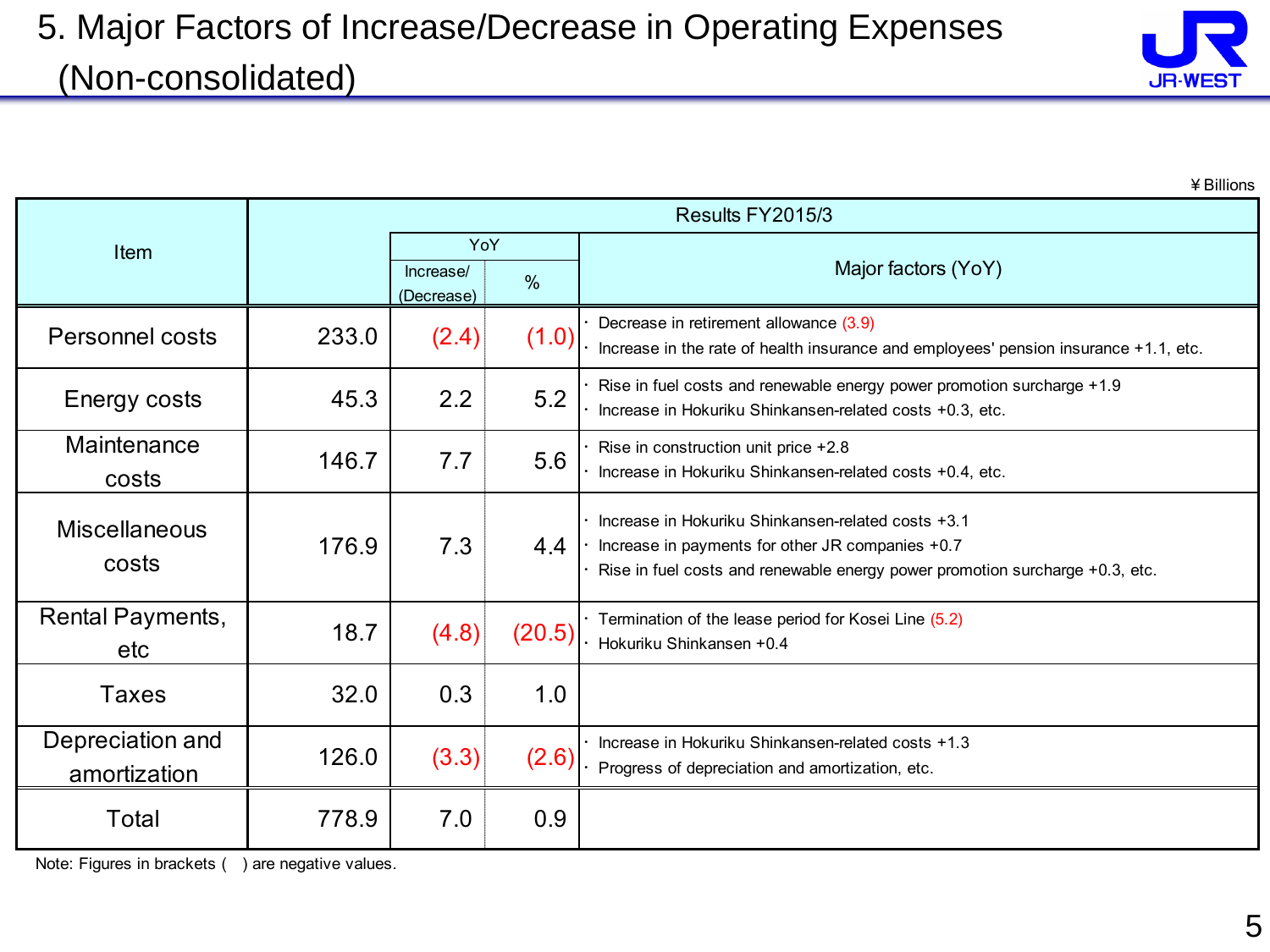# 5. Major Factors of Increase/Decrease in Operating Expenses (Non-consolidated)

¥ Billions

| Item | Results FY2015/3 | YoY Increase/(Decrease) | YoY % | Major factors (YoY) |
|---|---|---|---|---|
| Personnel costs | 233.0 | (2.4) | (1.0) | · Decrease in retirement allowance (3.9)<br>· Increase in the rate of health insurance and employees' pension insurance +1.1, etc. |
| Energy costs | 45.3 | 2.2 | 5.2 | · Rise in fuel costs and renewable energy power promotion surcharge +1.9<br>· Increase in Hokuriku Shinkansen-related costs +0.3, etc. |
| Maintenance costs | 146.7 | 7.7 | 5.6 | · Rise in construction unit price +2.8<br>· Increase in Hokuriku Shinkansen-related costs +0.4, etc. |
| Miscellaneous costs | 176.9 | 7.3 | 4.4 | · Increase in Hokuriku Shinkansen-related costs +3.1<br>· Increase in payments for other JR companies +0.7<br>· Rise in fuel costs and renewable energy power promotion surcharge +0.3, etc. |
| Rental Payments, etc | 18.7 | (4.8) | (20.5) | · Termination of the lease period for Kosei Line (5.2)<br>· Hokuriku Shinkansen +0.4 |
| Taxes | 32.0 | 0.3 | 1.0 | |
| Depreciation and amortization | 126.0 | (3.3) | (2.6) | · Increase in Hokuriku Shinkansen-related costs +1.3<br>· Progress of depreciation and amortization, etc. |
| Total | 778.9 | 7.0 | 0.9 | |

Note: Figures in brackets ( ) are negative values.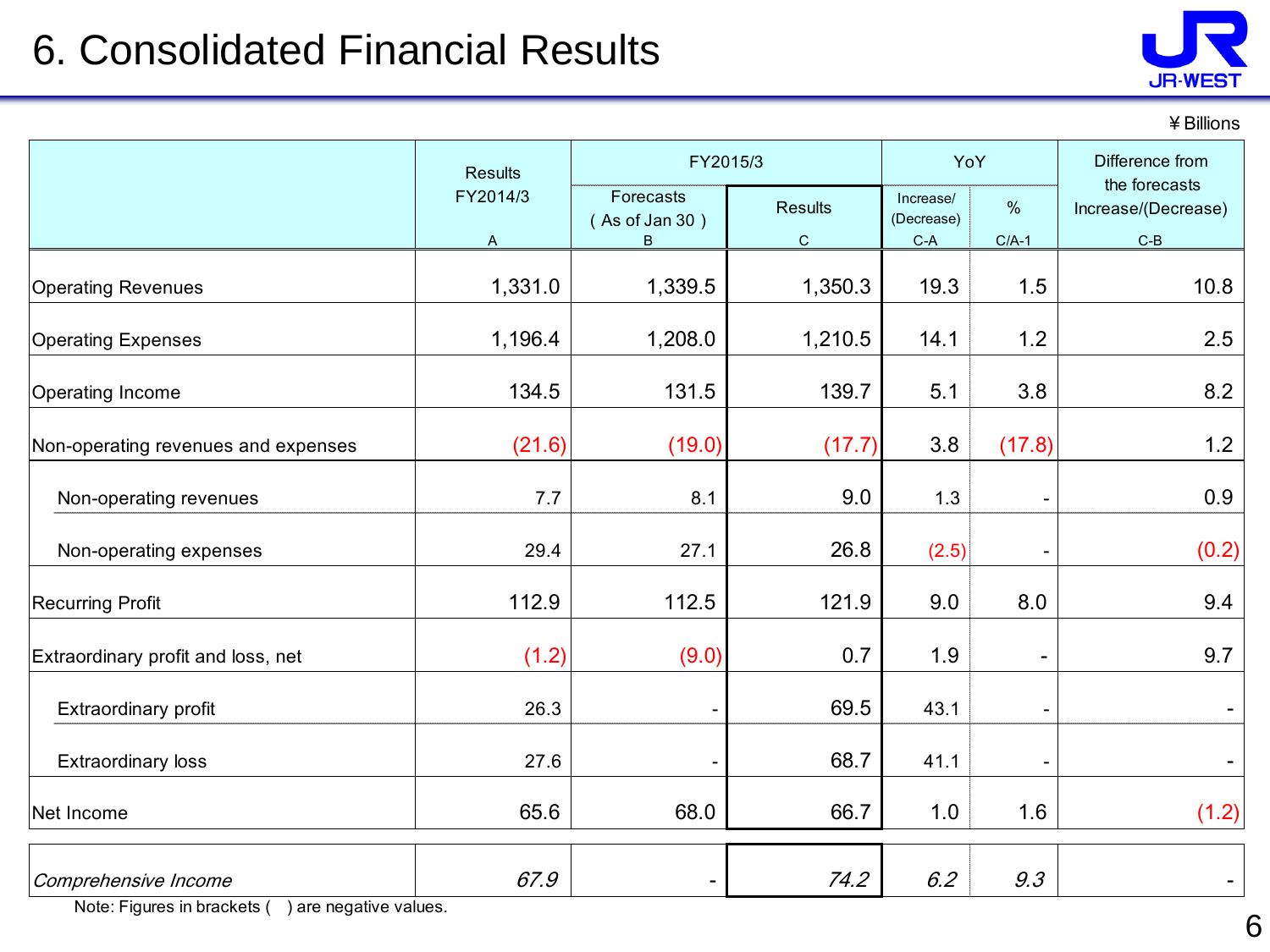# 6. Consolidated Financial Results

¥ Billions

| | Results FY2014/3 | FY2015/3 | | YoY | | Difference from the forecasts Increase/(Decrease) |
|---|---|---|---|---|---|---|
| | | Forecasts ( As of Jan 30 ) | Results | Increase/ (Decrease) | % | |
| | A | B | C | C-A | C/A-1 | C-B |
| Operating Revenues | 1,331.0 | 1,339.5 | 1,350.3 | 19.3 | 1.5 | 10.8 |
| Operating Expenses | 1,196.4 | 1,208.0 | 1,210.5 | 14.1 | 1.2 | 2.5 |
| Operating Income | 134.5 | 131.5 | 139.7 | 5.1 | 3.8 | 8.2 |
| Non-operating revenues and expenses | (21.6) | (19.0) | (17.7) | 3.8 | (17.8) | 1.2 |
| Non-operating revenues | 7.7 | 8.1 | 9.0 | 1.3 | - | 0.9 |
| Non-operating expenses | 29.4 | 27.1 | 26.8 | (2.5) | - | (0.2) |
| Recurring Profit | 112.9 | 112.5 | 121.9 | 9.0 | 8.0 | 9.4 |
| Extraordinary profit and loss, net | (1.2) | (9.0) | 0.7 | 1.9 | - | 9.7 |
| Extraordinary profit | 26.3 | - | 69.5 | 43.1 | - | - |
| Extraordinary loss | 27.6 | - | 68.7 | 41.1 | - | - |
| Net Income | 65.6 | 68.0 | 66.7 | 1.0 | 1.6 | (1.2) |
| *Comprehensive Income* | *67.9* | - | *74.2* | *6.2* | *9.3* | - |

Note: Figures in brackets ( ) are negative values.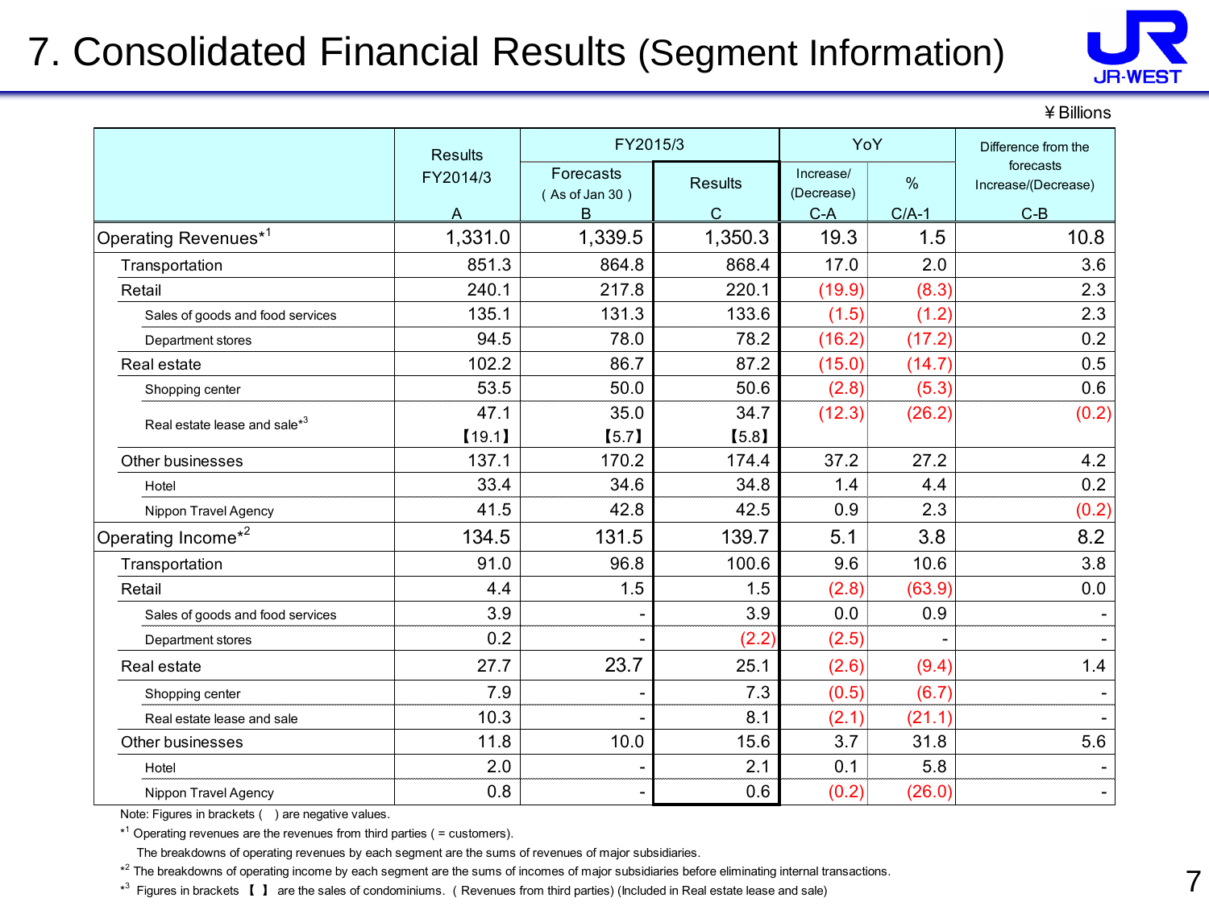# 7. Consolidated Financial Results (Segment Information)

¥Billions

| | Results FY2014/3 | FY2015/3 | | YoY | | Difference from the forecasts Increase/(Decrease) |
|---|---|---|---|---|---|---|
| | | Forecasts ( As of Jan 30 ) | Results | Increase/ (Decrease) | % | |
| | A | B | C | C-A | C/A-1 | C-B |
| Operating Revenues*[1] | 1,331.0 | 1,339.5 | 1,350.3 | 19.3 | 1.5 | 10.8 |
| Transportation | 851.3 | 864.8 | 868.4 | 17.0 | 2.0 | 3.6 |
| Retail | 240.1 | 217.8 | 220.1 | (19.9) | (8.3) | 2.3 |
| Sales of goods and food services | 135.1 | 131.3 | 133.6 | (1.5) | (1.2) | 2.3 |
| Department stores | 94.5 | 78.0 | 78.2 | (16.2) | (17.2) | 0.2 |
| Real estate | 102.2 | 86.7 | 87.2 | (15.0) | (14.7) | 0.5 |
| Shopping center | 53.5 | 50.0 | 50.6 | (2.8) | (5.3) | 0.6 |
| Real estate lease and sale*[3] | 47.1 【19.1】 | 35.0 【5.7】 | 34.7 【5.8】 | (12.3) | (26.2) | (0.2) |
| Other businesses | 137.1 | 170.2 | 174.4 | 37.2 | 27.2 | 4.2 |
| Hotel | 33.4 | 34.6 | 34.8 | 1.4 | 4.4 | 0.2 |
| Nippon Travel Agency | 41.5 | 42.8 | 42.5 | 0.9 | 2.3 | (0.2) |
| Operating Income*[2] | 134.5 | 131.5 | 139.7 | 5.1 | 3.8 | 8.2 |
| Transportation | 91.0 | 96.8 | 100.6 | 9.6 | 10.6 | 3.8 |
| Retail | 4.4 | 1.5 | 1.5 | (2.8) | (63.9) | 0.0 |
| Sales of goods and food services | 3.9 | - | 3.9 | 0.0 | 0.9 | - |
| Department stores | 0.2 | - | (2.2) | (2.5) | - | - |
| Real estate | 27.7 | 23.7 | 25.1 | (2.6) | (9.4) | 1.4 |
| Shopping center | 7.9 | - | 7.3 | (0.5) | (6.7) | - |
| Real estate lease and sale | 10.3 | - | 8.1 | (2.1) | (21.1) | - |
| Other businesses | 11.8 | 10.0 | 15.6 | 3.7 | 31.8 | 5.6 |
| Hotel | 2.0 | - | 2.1 | 0.1 | 5.8 | - |
| Nippon Travel Agency | 0.8 | - | 0.6 | (0.2) | (26.0) | - |

Note: Figures in brackets ( ) are negative values.

*[1] Operating revenues are the revenues from third parties ( = customers).
The breakdowns of operating revenues by each segment are the sums of revenues of major subsidiaries.

*[2] The breakdowns of operating income by each segment are the sums of incomes of major subsidiaries before eliminating internal transactions.

*[3] Figures in brackets 【 】 are the sales of condominiums. ( Revenues from third parties) (Included in Real estate lease and sale)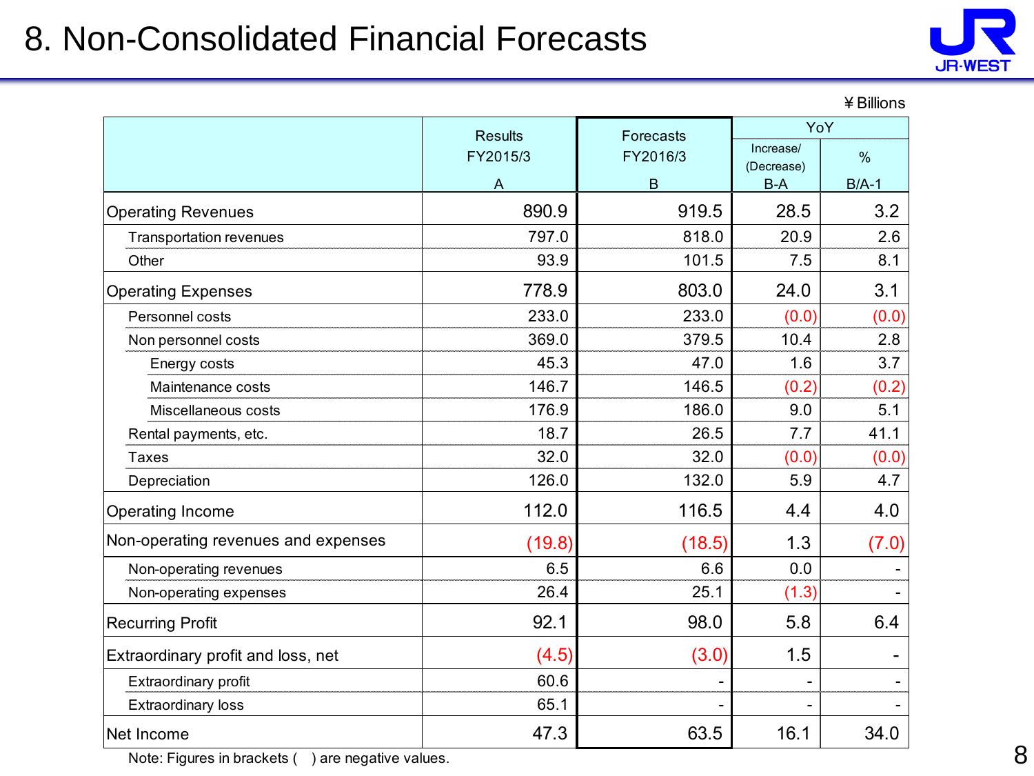# 8. Non-Consolidated Financial Forecasts

¥ Billions

| | Results FY2015/3 A | Forecasts FY2016/3 B | YoY Increase/(Decrease) B-A | YoY % B/A-1 |
|---|---|---|---|---|
| Operating Revenues | 890.9 | 919.5 | 28.5 | 3.2 |
| Transportation revenues | 797.0 | 818.0 | 20.9 | 2.6 |
| Other | 93.9 | 101.5 | 7.5 | 8.1 |
| Operating Expenses | 778.9 | 803.0 | 24.0 | 3.1 |
| Personnel costs | 233.0 | 233.0 | (0.0) | (0.0) |
| Non personnel costs | 369.0 | 379.5 | 10.4 | 2.8 |
| Energy costs | 45.3 | 47.0 | 1.6 | 3.7 |
| Maintenance costs | 146.7 | 146.5 | (0.2) | (0.2) |
| Miscellaneous costs | 176.9 | 186.0 | 9.0 | 5.1 |
| Rental payments, etc. | 18.7 | 26.5 | 7.7 | 41.1 |
| Taxes | 32.0 | 32.0 | (0.0) | (0.0) |
| Depreciation | 126.0 | 132.0 | 5.9 | 4.7 |
| Operating Income | 112.0 | 116.5 | 4.4 | 4.0 |
| Non-operating revenues and expenses | (19.8) | (18.5) | 1.3 | (7.0) |
| Non-operating revenues | 6.5 | 6.6 | 0.0 | - |
| Non-operating expenses | 26.4 | 25.1 | (1.3) | - |
| Recurring Profit | 92.1 | 98.0 | 5.8 | 6.4 |
| Extraordinary profit and loss, net | (4.5) | (3.0) | 1.5 | - |
| Extraordinary profit | 60.6 | - | - | - |
| Extraordinary loss | 65.1 | - | - | - |
| Net Income | 47.3 | 63.5 | 16.1 | 34.0 |

Note: Figures in brackets ( ) are negative values.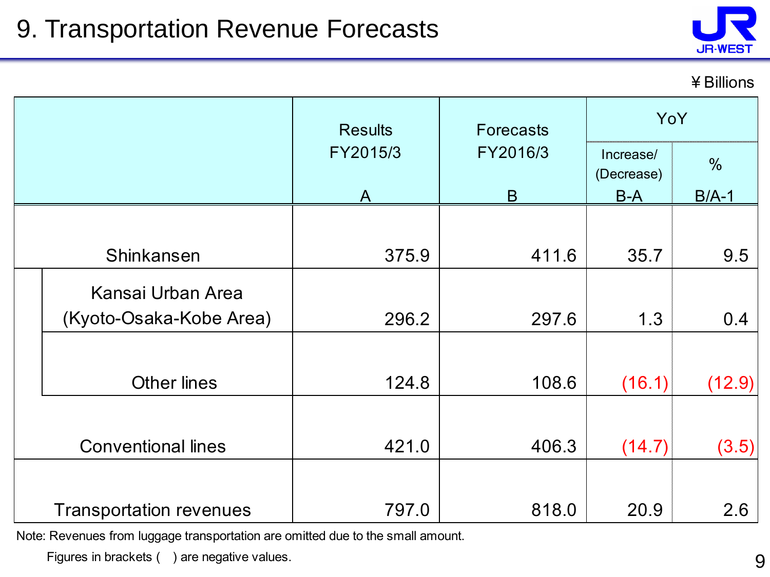# 9. Transportation Revenue Forecasts

¥Billions

| | Results FY2015/3 A | Forecasts FY2016/3 B | YoY | |
|---|---|---|---|---|
| | | | Increase/ (Decrease) B-A | % B/A-1 |
| Shinkansen | 375.9 | 411.6 | 35.7 | 9.5 |
| Kansai Urban Area (Kyoto-Osaka-Kobe Area) | 296.2 | 297.6 | 1.3 | 0.4 |
| Other lines | 124.8 | 108.6 | (16.1) | (12.9) |
| Conventional lines | 421.0 | 406.3 | (14.7) | (3.5) |
| Transportation revenues | 797.0 | 818.0 | 20.9 | 2.6 |

Note: Revenues from luggage transportation are omitted due to the small amount.

Figures in brackets ( ) are negative values.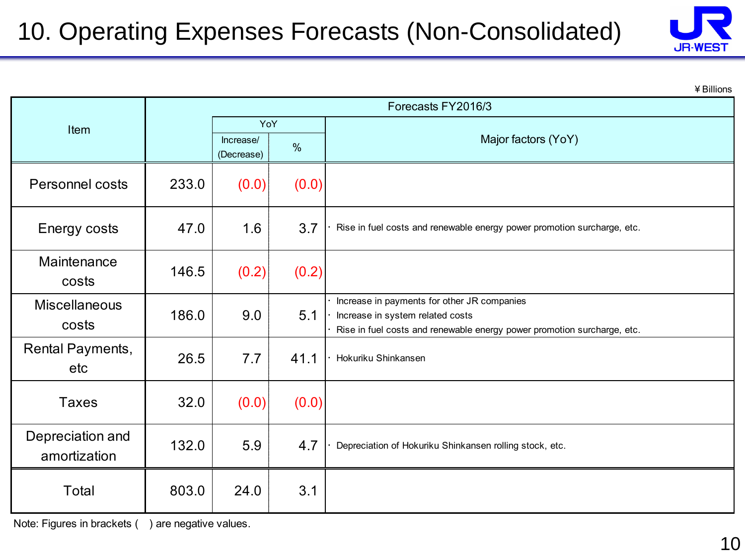# 10. Operating Expenses Forecasts (Non-Consolidated)

¥Billions

| Item | Forecasts FY2016/3 | | | |
|---|---|---|---|---|
| | | YoY | | Major factors (YoY) |
| | | Increase/ (Decrease) | % | |
| Personnel costs | 233.0 | (0.0) | (0.0) | |
| Energy costs | 47.0 | 1.6 | 3.7 | ・ Rise in fuel costs and renewable energy power promotion surcharge, etc. |
| Maintenance costs | 146.5 | (0.2) | (0.2) | |
| Miscellaneous costs | 186.0 | 9.0 | 5.1 | ・ Increase in payments for other JR companies<br>・ Increase in system related costs<br>・ Rise in fuel costs and renewable energy power promotion surcharge, etc. |
| Rental Payments, etc | 26.5 | 7.7 | 41.1 | ・ Hokuriku Shinkansen |
| Taxes | 32.0 | (0.0) | (0.0) | |
| Depreciation and amortization | 132.0 | 5.9 | 4.7 | ・ Depreciation of Hokuriku Shinkansen rolling stock, etc. |
| Total | 803.0 | 24.0 | 3.1 | |

Note: Figures in brackets ( ) are negative values.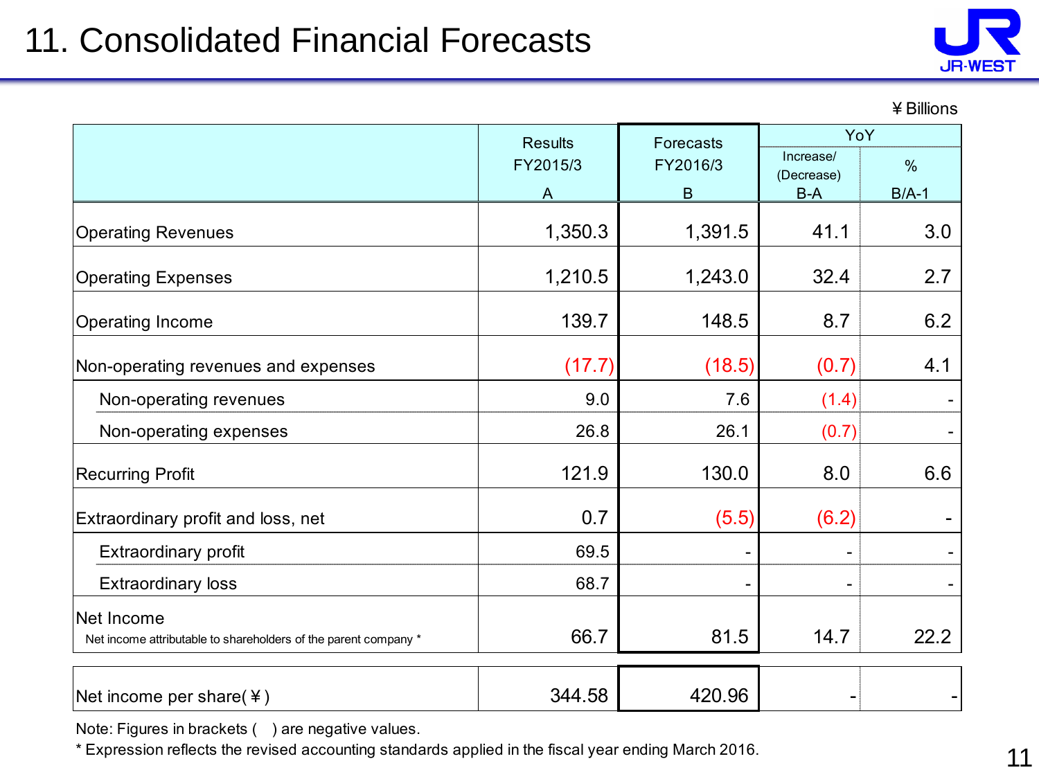# 11. Consolidated Financial Forecasts

¥ Billions

| | Results FY2015/3 A | Forecasts FY2016/3 B | YoY Increase/ (Decrease) B-A | YoY % B/A-1 |
|---|---|---|---|---|
| Operating Revenues | 1,350.3 | 1,391.5 | 41.1 | 3.0 |
| Operating Expenses | 1,210.5 | 1,243.0 | 32.4 | 2.7 |
| Operating Income | 139.7 | 148.5 | 8.7 | 6.2 |
| Non-operating revenues and expenses | (17.7) | (18.5) | (0.7) | 4.1 |
| Non-operating revenues | 9.0 | 7.6 | (1.4) | - |
| Non-operating expenses | 26.8 | 26.1 | (0.7) | - |
| Recurring Profit | 121.9 | 130.0 | 8.0 | 6.6 |
| Extraordinary profit and loss, net | 0.7 | (5.5) | (6.2) | - |
| Extraordinary profit | 69.5 | - | - | - |
| Extraordinary loss | 68.7 | - | - | - |
| Net Income<br>Net income attributable to shareholders of the parent company * | 66.7 | 81.5 | 14.7 | 22.2 |
| Net income per share(¥) | 344.58 | 420.96 | - | - |

Note: Figures in brackets ( ) are negative values.

* Expression reflects the revised accounting standards applied in the fiscal year ending March 2016.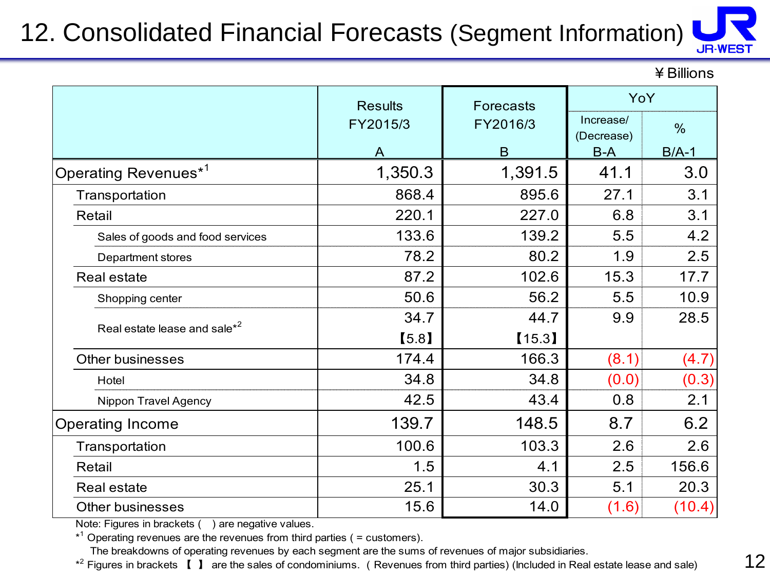# 12. Consolidated Financial Forecasts (Segment Information)

¥ Billions

| | Results FY2015/3 A | Forecasts FY2016/3 B | YoY Increase/(Decrease) B-A | YoY % B/A-1 |
|---|---|---|---|---|
| Operating Revenues*[1] | 1,350.3 | 1,391.5 | 41.1 | 3.0 |
| Transportation | 868.4 | 895.6 | 27.1 | 3.1 |
| Retail | 220.1 | 227.0 | 6.8 | 3.1 |
| Sales of goods and food services | 133.6 | 139.2 | 5.5 | 4.2 |
| Department stores | 78.2 | 80.2 | 1.9 | 2.5 |
| Real estate | 87.2 | 102.6 | 15.3 | 17.7 |
| Shopping center | 50.6 | 56.2 | 5.5 | 10.9 |
| Real estate lease and sale*[2] | 34.7 【5.8】 | 44.7 【15.3】 | 9.9 | 28.5 |
| Other businesses | 174.4 | 166.3 | (8.1) | (4.7) |
| Hotel | 34.8 | 34.8 | (0.0) | (0.3) |
| Nippon Travel Agency | 42.5 | 43.4 | 0.8 | 2.1 |
| Operating Income | 139.7 | 148.5 | 8.7 | 6.2 |
| Transportation | 100.6 | 103.3 | 2.6 | 2.6 |
| Retail | 1.5 | 4.1 | 2.5 | 156.6 |
| Real estate | 25.1 | 30.3 | 5.1 | 20.3 |
| Other businesses | 15.6 | 14.0 | (1.6) | (10.4) |

Note: Figures in brackets ( ) are negative values.

*[1] Operating revenues are the revenues from third parties ( = customers).
The breakdowns of operating revenues by each segment are the sums of revenues of major subsidiaries.

*[2] Figures in brackets 【 】 are the sales of condominiums. ( Revenues from third parties) (Included in Real estate lease and sale)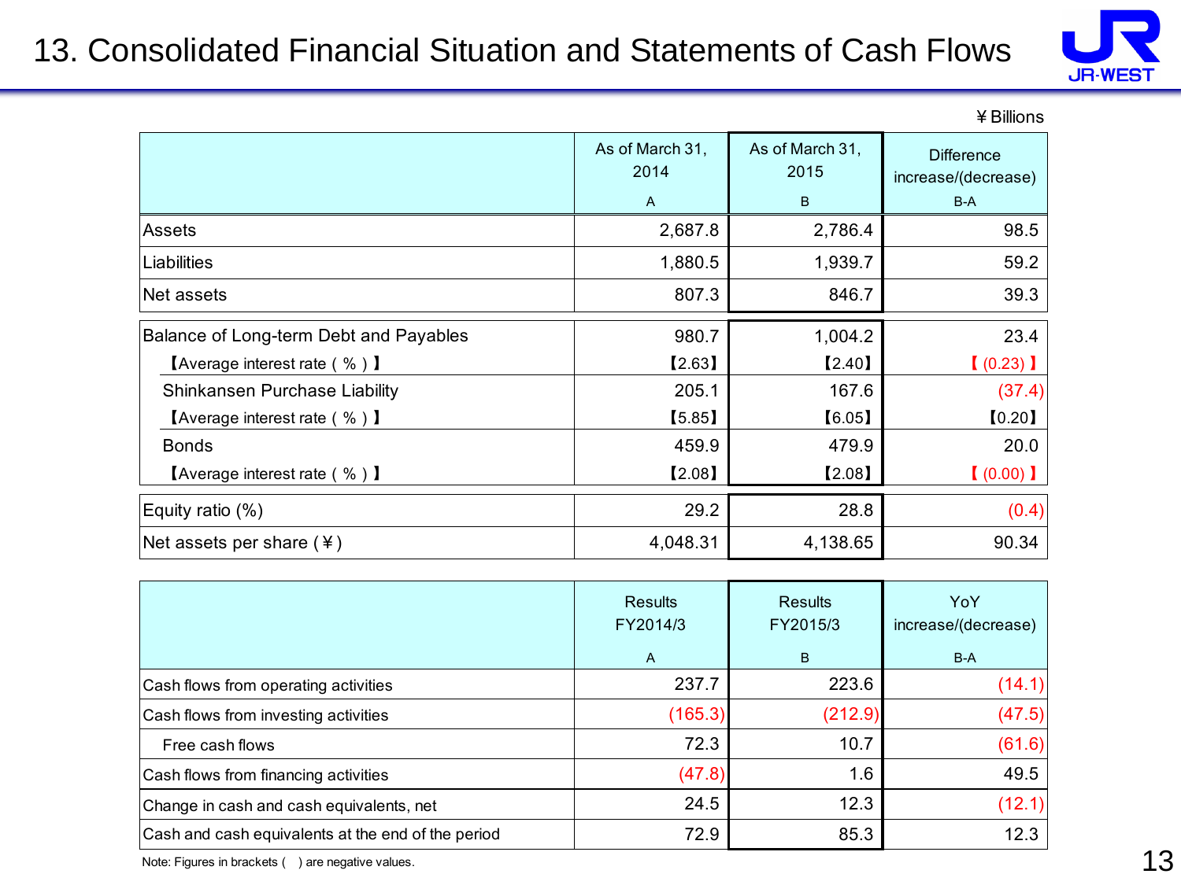# 13. Consolidated Financial Situation and Statements of Cash Flows

¥Billions

| | As of March 31, 2014<br>A | As of March 31, 2015<br>B | Difference increase/(decrease)<br>B-A |
|---|---|---|---|
| Assets | 2,687.8 | 2,786.4 | 98.5 |
| Liabilities | 1,880.5 | 1,939.7 | 59.2 |
| Net assets | 807.3 | 846.7 | 39.3 |
| Balance of Long-term Debt and Payables | 980.7 | 1,004.2 | 23.4 |
| 【Average interest rate ( % ) 】 | 【2.63】 | 【2.40】 | 【(0.23)】 |
| Shinkansen Purchase Liability | 205.1 | 167.6 | (37.4) |
| 【Average interest rate ( % ) 】 | 【5.85】 | 【6.05】 | 【0.20】 |
| Bonds | 459.9 | 479.9 | 20.0 |
| 【Average interest rate ( % ) 】 | 【2.08】 | 【2.08】 | 【(0.00)】 |
| Equity ratio (%) | 29.2 | 28.8 | (0.4) |
| Net assets per share (¥) | 4,048.31 | 4,138.65 | 90.34 |

| | Results FY2014/3<br>A | Results FY2015/3<br>B | YoY increase/(decrease)<br>B-A |
|---|---|---|---|
| Cash flows from operating activities | 237.7 | 223.6 | (14.1) |
| Cash flows from investing activities | (165.3) | (212.9) | (47.5) |
| Free cash flows | 72.3 | 10.7 | (61.6) |
| Cash flows from financing activities | (47.8) | 1.6 | 49.5 |
| Change in cash and cash equivalents, net | 24.5 | 12.3 | (12.1) |
| Cash and cash equivalents at the end of the period | 72.9 | 85.3 | 12.3 |

Note: Figures in brackets ( ) are negative values.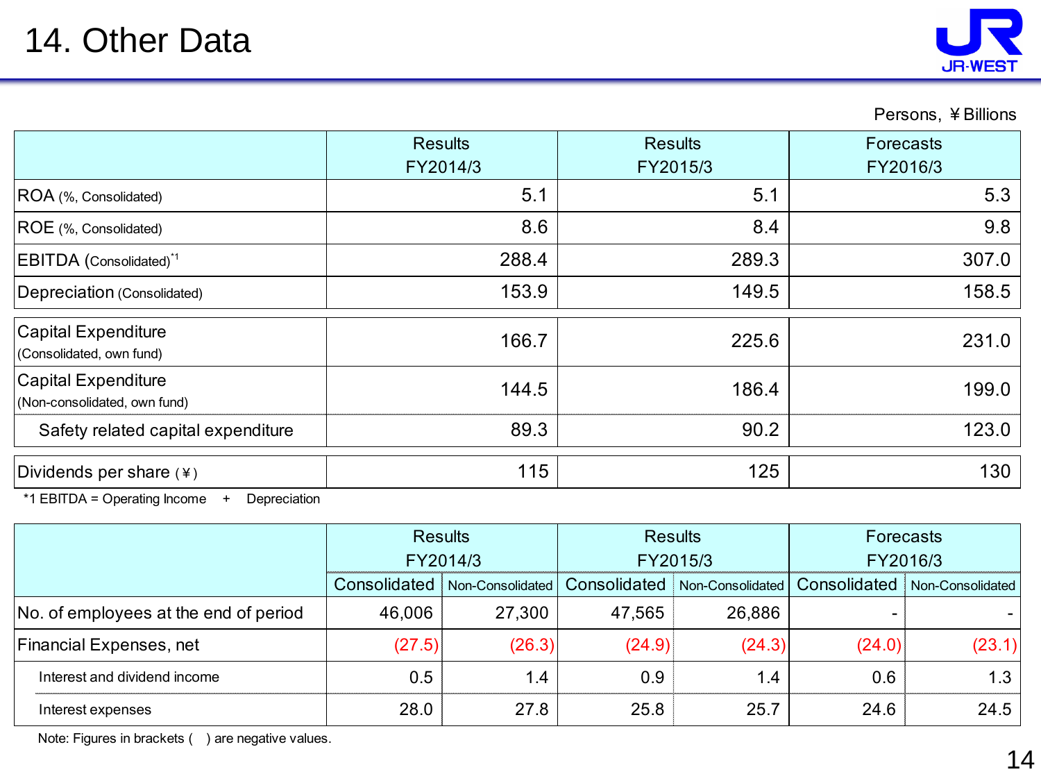# 14. Other Data

Persons, ¥Billions

| | Results FY2014/3 | Results FY2015/3 | Forecasts FY2016/3 |
|---|---|---|---|
| ROA (%, Consolidated) | 5.1 | 5.1 | 5.3 |
| ROE (%, Consolidated) | 8.6 | 8.4 | 9.8 |
| EBITDA (Consolidated)[*1] | 288.4 | 289.3 | 307.0 |
| Depreciation (Consolidated) | 153.9 | 149.5 | 158.5 |
| Capital Expenditure (Consolidated, own fund) | 166.7 | 225.6 | 231.0 |
| Capital Expenditure (Non-consolidated, own fund) | 144.5 | 186.4 | 199.0 |
| Safety related capital expenditure | 89.3 | 90.2 | 123.0 |
| Dividends per share (¥) | 115 | 125 | 130 |

*1 EBITDA = Operating Income + Depreciation

| | Results FY2014/3 | | Results FY2015/3 | | Forecasts FY2016/3 | |
|---|---|---|---|---|---|---|
| | Consolidated | Non-Consolidated | Consolidated | Non-Consolidated | Consolidated | Non-Consolidated |
| No. of employees at the end of period | 46,006 | 27,300 | 47,565 | 26,886 | - | - |
| Financial Expenses, net | (27.5) | (26.3) | (24.9) | (24.3) | (24.0) | (23.1) |
| Interest and dividend income | 0.5 | 1.4 | 0.9 | 1.4 | 0.6 | 1.3 |
| Interest expenses | 28.0 | 27.8 | 25.8 | 25.7 | 24.6 | 24.5 |

Note: Figures in brackets ( ) are negative values.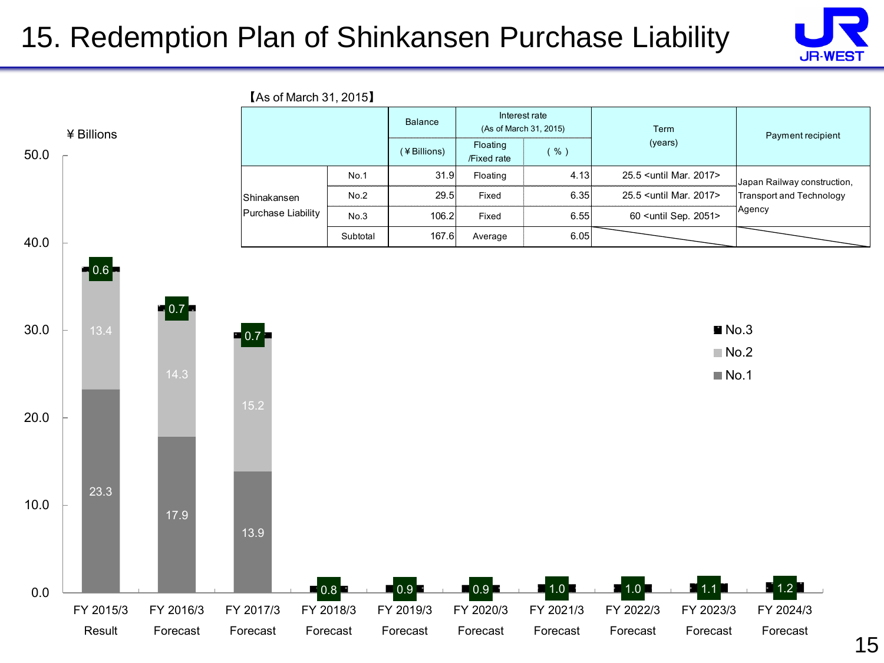# 15. Redemption Plan of Shinkansen Purchase Liability

【As of March 31, 2015】

| | | Balance (¥Billions) | Interest rate (As of March 31, 2015) Floating /Fixed rate | ( % ) | Term (years) | Payment recipient |
|---|---|---|---|---|---|---|
| Shinkansen Purchase Liability | No.1 | 31.9 | Floating | 4.13 | 25.5 <until Mar. 2017> | Japan Railway construction, Transport and Technology Agency |
| | No.2 | 29.5 | Fixed | 6.35 | 25.5 <until Mar. 2017> | |
| | No.3 | 106.2 | Fixed | 6.55 | 60 <until Sep. 2051> | |
| | Subtotal | 167.6 | Average | 6.05 | | |

¥ Billions

| | No.1 | No.2 | No.3 |
|---|---|---|---|
| FY 2015/3 Result | 23.3 | 13.4 | 0.6 |
| FY 2016/3 Forecast | 17.9 | 14.3 | 0.7 |
| FY 2017/3 Forecast | 13.9 | 15.2 | 0.7 |
| FY 2018/3 Forecast | | | 0.8 |
| FY 2019/3 Forecast | | | 0.9 |
| FY 2020/3 Forecast | | | 0.9 |
| FY 2021/3 Forecast | | | 1.0 |
| FY 2022/3 Forecast | | | 1.0 |
| FY 2023/3 Forecast | | | 1.1 |
| FY 2024/3 Forecast | | | 1.2 |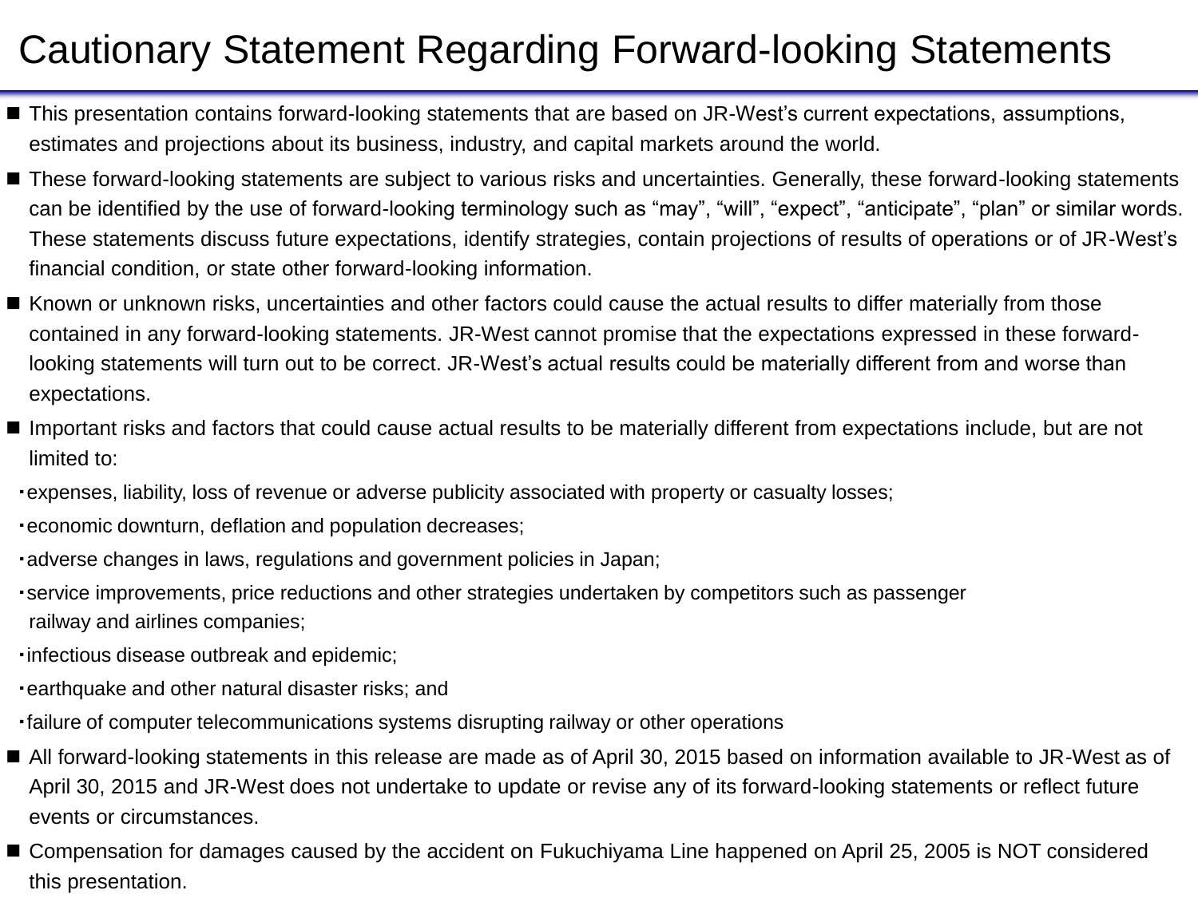# Cautionary Statement Regarding Forward-looking Statements

- This presentation contains forward-looking statements that are based on JR-West's current expectations, assumptions, estimates and projections about its business, industry, and capital markets around the world.
- These forward-looking statements are subject to various risks and uncertainties. Generally, these forward-looking statements can be identified by the use of forward-looking terminology such as "may", "will", "expect", "anticipate", "plan" or similar words. These statements discuss future expectations, identify strategies, contain projections of results of operations or of JR-West's financial condition, or state other forward-looking information.
- Known or unknown risks, uncertainties and other factors could cause the actual results to differ materially from those contained in any forward-looking statements. JR-West cannot promise that the expectations expressed in these forward-looking statements will turn out to be correct. JR-West's actual results could be materially different from and worse than expectations.
- Important risks and factors that could cause actual results to be materially different from expectations include, but are not limited to:
  - expenses, liability, loss of revenue or adverse publicity associated with property or casualty losses;
  - economic downturn, deflation and population decreases;
  - adverse changes in laws, regulations and government policies in Japan;
  - service improvements, price reductions and other strategies undertaken by competitors such as passenger railway and airlines companies;
  - infectious disease outbreak and epidemic;
  - earthquake and other natural disaster risks; and
  - failure of computer telecommunications systems disrupting railway or other operations
- All forward-looking statements in this release are made as of April 30, 2015 based on information available to JR-West as of April 30, 2015 and JR-West does not undertake to update or revise any of its forward-looking statements or reflect future events or circumstances.
- Compensation for damages caused by the accident on Fukuchiyama Line happened on April 25, 2005 is NOT considered this presentation.